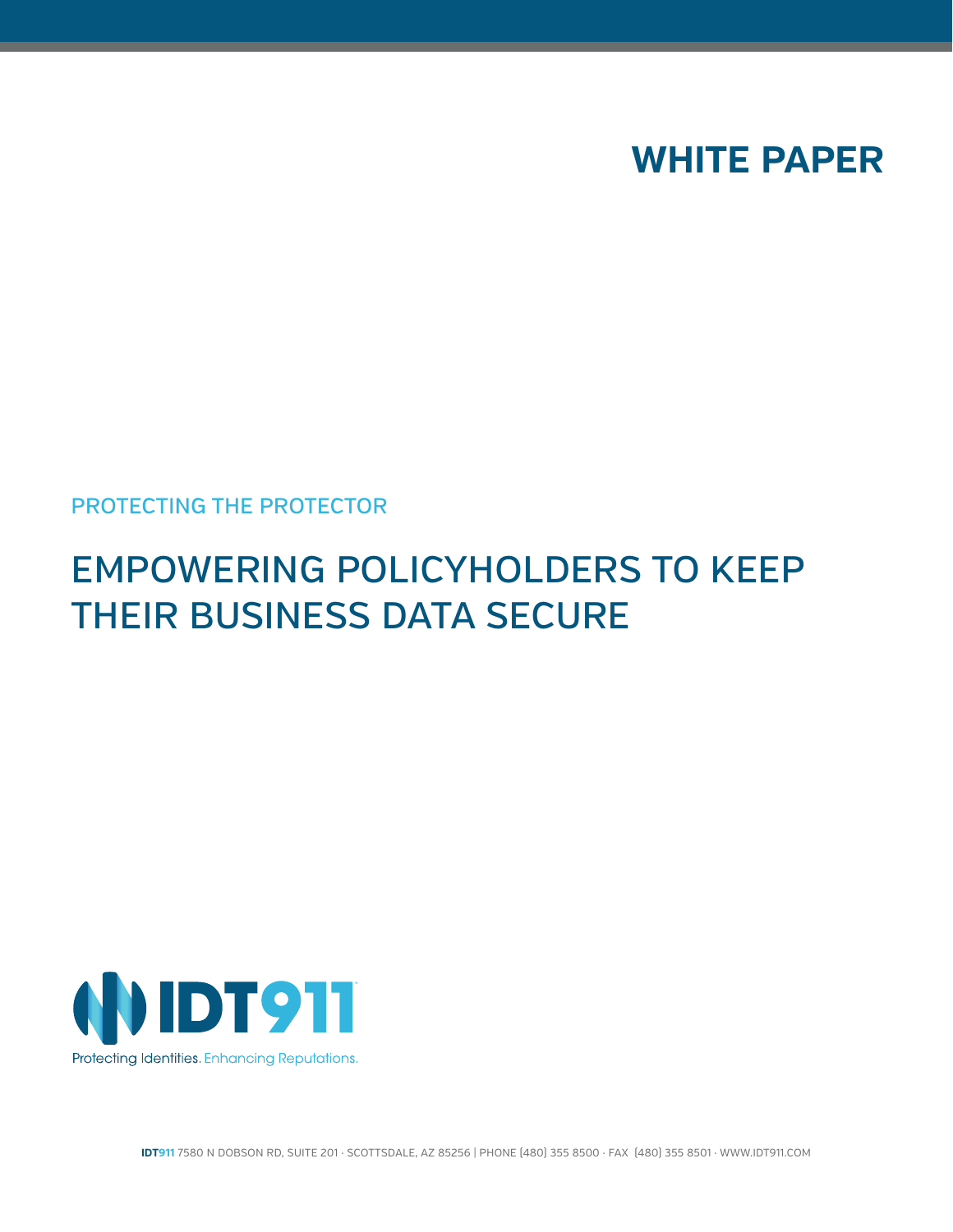WHITE PAPER

PROTECTING THE PROTECTOR

# EMPOWERING POLICYHOLDERS TO KEEP THEIR BUSINESS DATA SECURE

IDT911

Protecting Identities. Enhancing Reputations.

**IDT911** 7580 N DOBSON RD, SUITE 201 · SCOTTSDALE, AZ 85256 | PHONE (480) 355 8500 · FAX (480) 355 8501 · WWW.IDT911.COM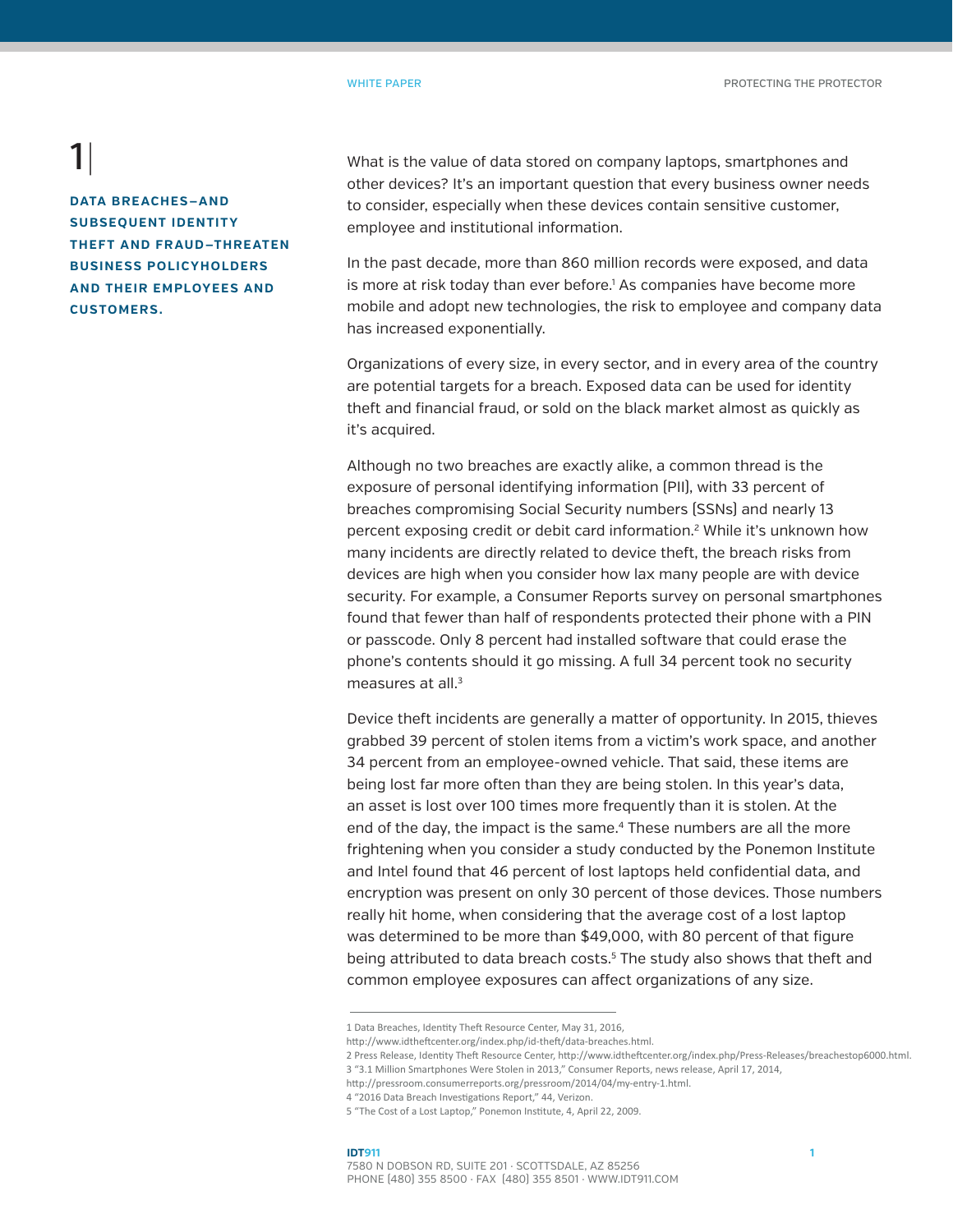# 1

**DATA BREACHES—AND SUBSEQUENT IDENTITY THEFT AND FRAUD—THREATEN BUSINESS POLICYHOLDERS AND THEIR EMPLOYEES AND CUSTOMERS.**

What is the value of data stored on company laptops, smartphones and other devices? It's an important question that every business owner needs to consider, especially when these devices contain sensitive customer, employee and institutional information.

In the past decade, more than 860 million records were exposed, and data is more at risk today than ever before.[1] As companies have become more mobile and adopt new technologies, the risk to employee and company data has increased exponentially.

Organizations of every size, in every sector, and in every area of the country are potential targets for a breach. Exposed data can be used for identity theft and financial fraud, or sold on the black market almost as quickly as it's acquired.

Although no two breaches are exactly alike, a common thread is the exposure of personal identifying information (PII), with 33 percent of breaches compromising Social Security numbers (SSNs) and nearly 13 percent exposing credit or debit card information.[2] While it's unknown how many incidents are directly related to device theft, the breach risks from devices are high when you consider how lax many people are with device security. For example, a Consumer Reports survey on personal smartphones found that fewer than half of respondents protected their phone with a PIN or passcode. Only 8 percent had installed software that could erase the phone's contents should it go missing. A full 34 percent took no security measures at all.[3]

Device theft incidents are generally a matter of opportunity. In 2015, thieves grabbed 39 percent of stolen items from a victim's work space, and another 34 percent from an employee-owned vehicle. That said, these items are being lost far more often than they are being stolen. In this year's data, an asset is lost over 100 times more frequently than it is stolen. At the end of the day, the impact is the same.[4] These numbers are all the more frightening when you consider a study conducted by the Ponemon Institute and Intel found that 46 percent of lost laptops held confidential data, and encryption was present on only 30 percent of those devices. Those numbers really hit home, when considering that the average cost of a lost laptop was determined to be more than $49,000, with 80 percent of that figure being attributed to data breach costs.[5] The study also shows that theft and common employee exposures can affect organizations of any size.

---

1 Data Breaches, Identity Theft Resource Center, May 31, 2016, http://www.idtheftcenter.org/index.php/id-theft/data-breaches.html.
2 Press Release, Identity Theft Resource Center, http://www.idtheftcenter.org/index.php/Press-Releases/breachestop6000.html.
3 "3.1 Million Smartphones Were Stolen in 2013," Consumer Reports, news release, April 17, 2014, http://pressroom.consumerreports.org/pressroom/2014/04/my-entry-1.html.
4 "2016 Data Breach Investigations Report," 44, Verizon.
5 "The Cost of a Lost Laptop," Ponemon Institute, 4, April 22, 2009.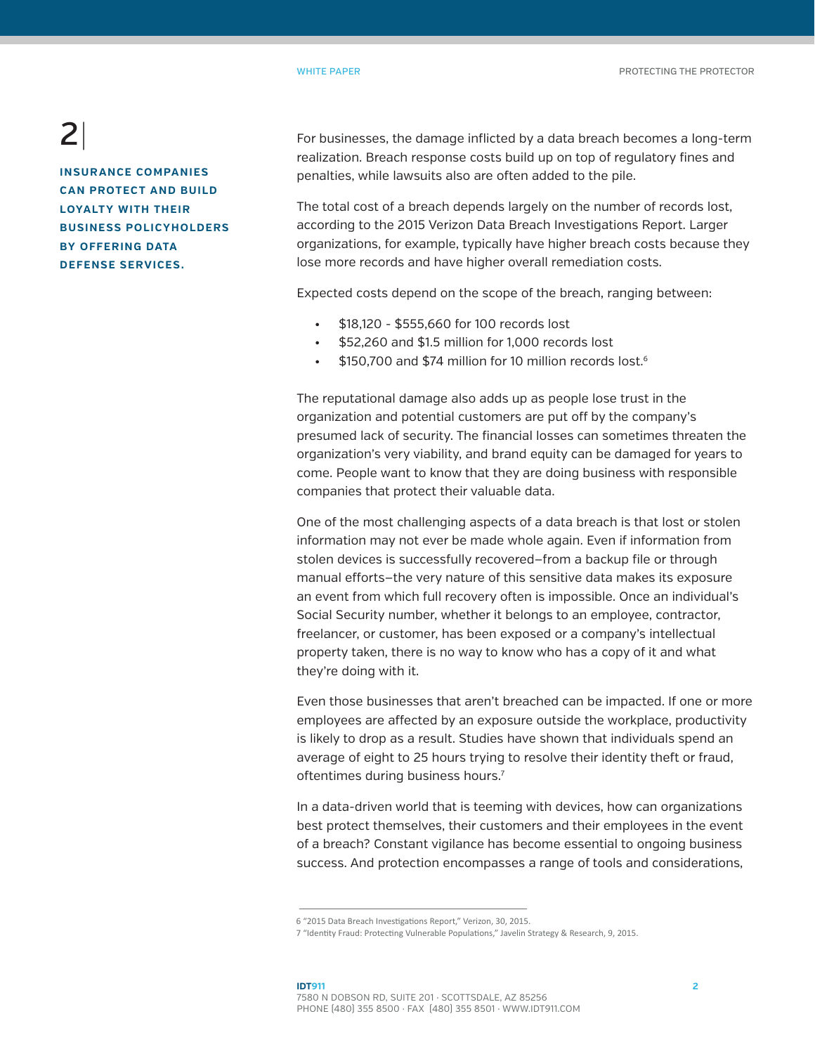## 2

**INSURANCE COMPANIES CAN PROTECT AND BUILD LOYALTY WITH THEIR BUSINESS POLICYHOLDERS BY OFFERING DATA DEFENSE SERVICES.**

For businesses, the damage inflicted by a data breach becomes a long-term realization. Breach response costs build up on top of regulatory fines and penalties, while lawsuits also are often added to the pile.

The total cost of a breach depends largely on the number of records lost, according to the 2015 Verizon Data Breach Investigations Report. Larger organizations, for example, typically have higher breach costs because they lose more records and have higher overall remediation costs.

Expected costs depend on the scope of the breach, ranging between:

- $18,120 - $555,660 for 100 records lost
- $52,260 and $1.5 million for 1,000 records lost
- $150,700 and $74 million for 10 million records lost.[6]

The reputational damage also adds up as people lose trust in the organization and potential customers are put off by the company's presumed lack of security. The financial losses can sometimes threaten the organization's very viability, and brand equity can be damaged for years to come. People want to know that they are doing business with responsible companies that protect their valuable data.

One of the most challenging aspects of a data breach is that lost or stolen information may not ever be made whole again. Even if information from stolen devices is successfully recovered–from a backup file or through manual efforts–the very nature of this sensitive data makes its exposure an event from which full recovery often is impossible. Once an individual's Social Security number, whether it belongs to an employee, contractor, freelancer, or customer, has been exposed or a company's intellectual property taken, there is no way to know who has a copy of it and what they're doing with it.

Even those businesses that aren't breached can be impacted. If one or more employees are affected by an exposure outside the workplace, productivity is likely to drop as a result. Studies have shown that individuals spend an average of eight to 25 hours trying to resolve their identity theft or fraud, oftentimes during business hours.[7]

In a data-driven world that is teeming with devices, how can organizations best protect themselves, their customers and their employees in the event of a breach? Constant vigilance has become essential to ongoing business success. And protection encompasses a range of tools and considerations,

---

6 "2015 Data Breach Investigations Report," Verizon, 30, 2015.
7 "Identity Fraud: Protecting Vulnerable Populations," Javelin Strategy & Research, 9, 2015.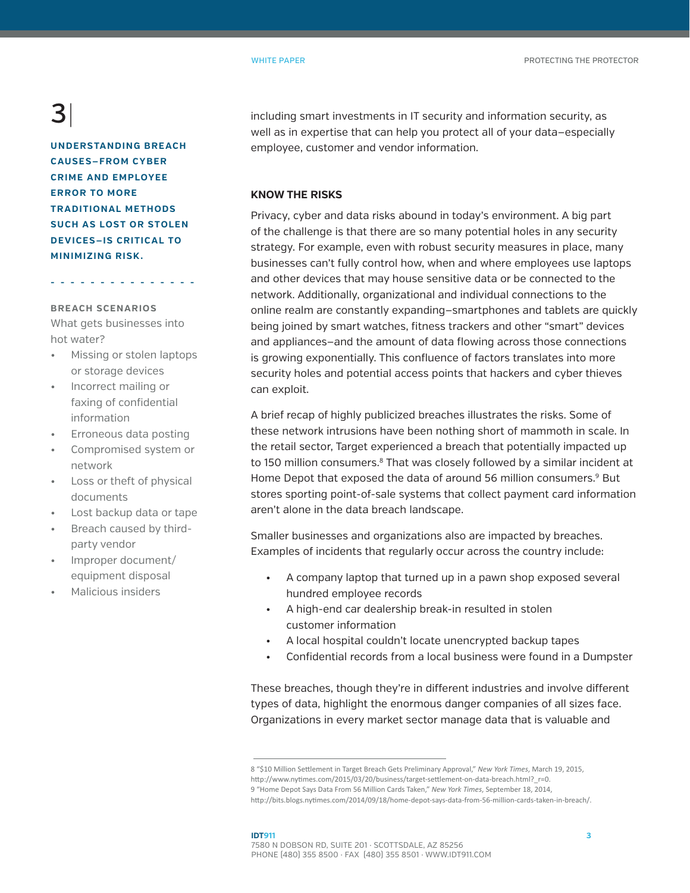including smart investments in IT security and information security, as well as in expertise that can help you protect all of your data–especially employee, customer and vendor information.

**UNDERSTANDING BREACH CAUSES–FROM CYBER CRIME AND EMPLOYEE ERROR TO MORE TRADITIONAL METHODS SUCH AS LOST OR STOLEN DEVICES–IS CRITICAL TO MINIMIZING RISK.**

**BREACH SCENARIOS**

What gets businesses into hot water?

- Missing or stolen laptops or storage devices
- Incorrect mailing or faxing of confidential information
- Erroneous data posting
- Compromised system or network
- Loss or theft of physical documents
- Lost backup data or tape
- Breach caused by third-party vendor
- Improper document/equipment disposal
- Malicious insiders

## KNOW THE RISKS

Privacy, cyber and data risks abound in today's environment. A big part of the challenge is that there are so many potential holes in any security strategy. For example, even with robust security measures in place, many businesses can't fully control how, when and where employees use laptops and other devices that may house sensitive data or be connected to the network. Additionally, organizational and individual connections to the online realm are constantly expanding–smartphones and tablets are quickly being joined by smart watches, fitness trackers and other "smart" devices and appliances–and the amount of data flowing across those connections is growing exponentially. This confluence of factors translates into more security holes and potential access points that hackers and cyber thieves can exploit.

A brief recap of highly publicized breaches illustrates the risks. Some of these network intrusions have been nothing short of mammoth in scale. In the retail sector, Target experienced a breach that potentially impacted up to 150 million consumers.[8] That was closely followed by a similar incident at Home Depot that exposed the data of around 56 million consumers.[9] But stores sporting point-of-sale systems that collect payment card information aren't alone in the data breach landscape.

Smaller businesses and organizations also are impacted by breaches. Examples of incidents that regularly occur across the country include:

- A company laptop that turned up in a pawn shop exposed several hundred employee records
- A high-end car dealership break-in resulted in stolen customer information
- A local hospital couldn't locate unencrypted backup tapes
- Confidential records from a local business were found in a Dumpster

These breaches, though they're in different industries and involve different types of data, highlight the enormous danger companies of all sizes face. Organizations in every market sector manage data that is valuable and

---

8 "$10 Million Settlement in Target Breach Gets Preliminary Approval," *New York Times*, March 19, 2015, http://www.nytimes.com/2015/03/20/business/target-settlement-on-data-breach.html?_r=0.

9 "Home Depot Says Data From 56 Million Cards Taken," *New York Times*, September 18, 2014, http://bits.blogs.nytimes.com/2014/09/18/home-depot-says-data-from-56-million-cards-taken-in-breach/.

IDT911
7580 N DOBSON RD, SUITE 201 · SCOTTSDALE, AZ 85256
PHONE (480) 355 8500 · FAX (480) 355 8501 · WWW.IDT911.COM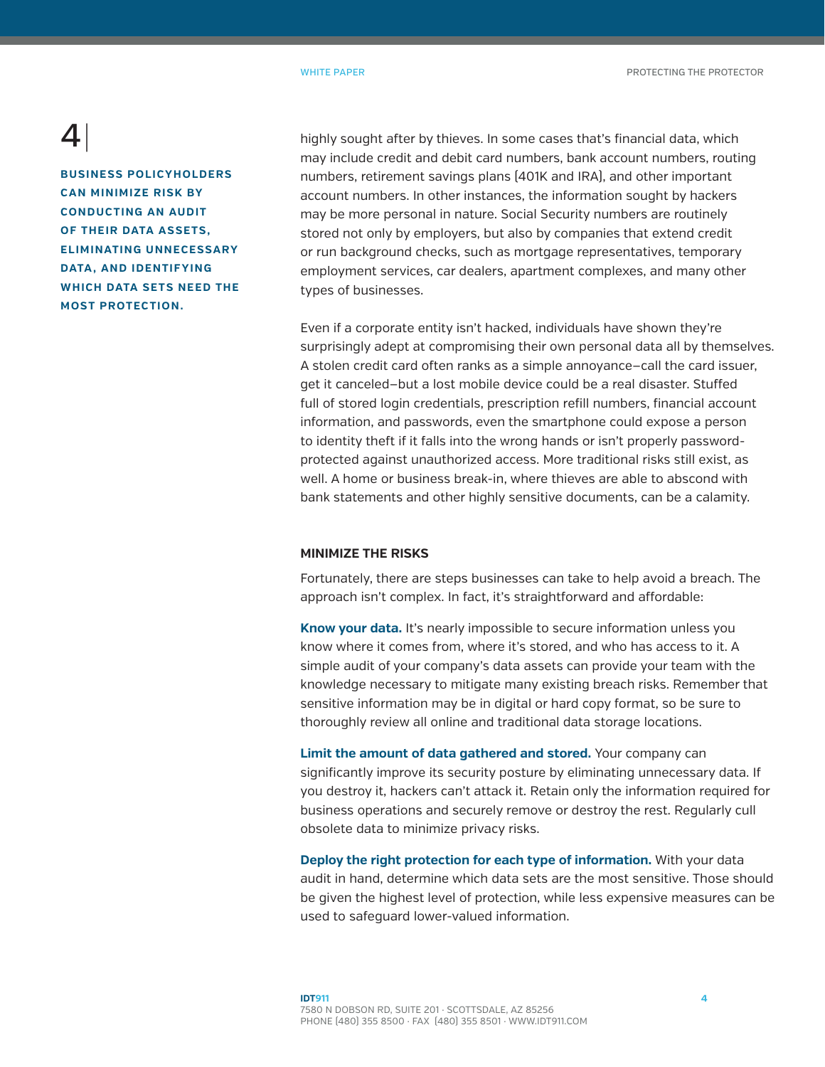4|

**BUSINESS POLICYHOLDERS CAN MINIMIZE RISK BY CONDUCTING AN AUDIT OF THEIR DATA ASSETS, ELIMINATING UNNECESSARY DATA, AND IDENTIFYING WHICH DATA SETS NEED THE MOST PROTECTION.**

highly sought after by thieves. In some cases that's financial data, which may include credit and debit card numbers, bank account numbers, routing numbers, retirement savings plans (401K and IRA), and other important account numbers. In other instances, the information sought by hackers may be more personal in nature. Social Security numbers are routinely stored not only by employers, but also by companies that extend credit or run background checks, such as mortgage representatives, temporary employment services, car dealers, apartment complexes, and many other types of businesses.

Even if a corporate entity isn't hacked, individuals have shown they're surprisingly adept at compromising their own personal data all by themselves. A stolen credit card often ranks as a simple annoyance–call the card issuer, get it canceled–but a lost mobile device could be a real disaster. Stuffed full of stored login credentials, prescription refill numbers, financial account information, and passwords, even the smartphone could expose a person to identity theft if it falls into the wrong hands or isn't properly password-protected against unauthorized access. More traditional risks still exist, as well. A home or business break-in, where thieves are able to abscond with bank statements and other highly sensitive documents, can be a calamity.

### MINIMIZE THE RISKS

Fortunately, there are steps businesses can take to help avoid a breach. The approach isn't complex. In fact, it's straightforward and affordable:

**Know your data.** It's nearly impossible to secure information unless you know where it comes from, where it's stored, and who has access to it. A simple audit of your company's data assets can provide your team with the knowledge necessary to mitigate many existing breach risks. Remember that sensitive information may be in digital or hard copy format, so be sure to thoroughly review all online and traditional data storage locations.

**Limit the amount of data gathered and stored.** Your company can significantly improve its security posture by eliminating unnecessary data. If you destroy it, hackers can't attack it. Retain only the information required for business operations and securely remove or destroy the rest. Regularly cull obsolete data to minimize privacy risks.

**Deploy the right protection for each type of information.** With your data audit in hand, determine which data sets are the most sensitive. Those should be given the highest level of protection, while less expensive measures can be used to safeguard lower-valued information.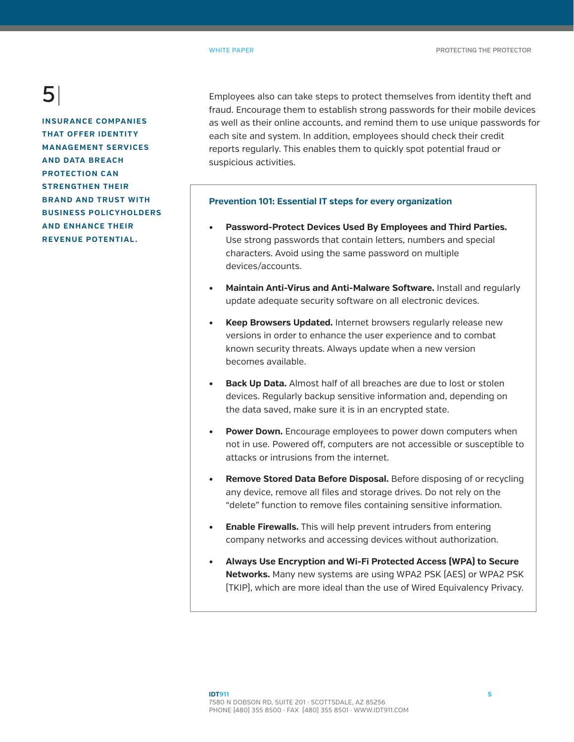**INSURANCE COMPANIES THAT OFFER IDENTITY MANAGEMENT SERVICES AND DATA BREACH PROTECTION CAN STRENGTHEN THEIR BRAND AND TRUST WITH BUSINESS POLICYHOLDERS AND ENHANCE THEIR REVENUE POTENTIAL.**

Employees also can take steps to protect themselves from identity theft and fraud. Encourage them to establish strong passwords for their mobile devices as well as their online accounts, and remind them to use unique passwords for each site and system. In addition, employees should check their credit reports regularly. This enables them to quickly spot potential fraud or suspicious activities.

### Prevention 101: Essential IT steps for every organization

- **Password-Protect Devices Used By Employees and Third Parties.** Use strong passwords that contain letters, numbers and special characters. Avoid using the same password on multiple devices/accounts.
- **Maintain Anti-Virus and Anti-Malware Software.** Install and regularly update adequate security software on all electronic devices.
- **Keep Browsers Updated.** Internet browsers regularly release new versions in order to enhance the user experience and to combat known security threats. Always update when a new version becomes available.
- **Back Up Data.** Almost half of all breaches are due to lost or stolen devices. Regularly backup sensitive information and, depending on the data saved, make sure it is in an encrypted state.
- **Power Down.** Encourage employees to power down computers when not in use. Powered off, computers are not accessible or susceptible to attacks or intrusions from the internet.
- **Remove Stored Data Before Disposal.** Before disposing of or recycling any device, remove all files and storage drives. Do not rely on the "delete" function to remove files containing sensitive information.
- **Enable Firewalls.** This will help prevent intruders from entering company networks and accessing devices without authorization.
- **Always Use Encryption and Wi-Fi Protected Access (WPA) to Secure Networks.** Many new systems are using WPA2 PSK (AES) or WPA2 PSK (TKIP), which are more ideal than the use of Wired Equivalency Privacy.

**IDT911**
7580 N DOBSON RD, SUITE 201 · SCOTTSDALE, AZ 85256
PHONE (480) 355 8500 · FAX (480) 355 8501 · WWW.IDT911.COM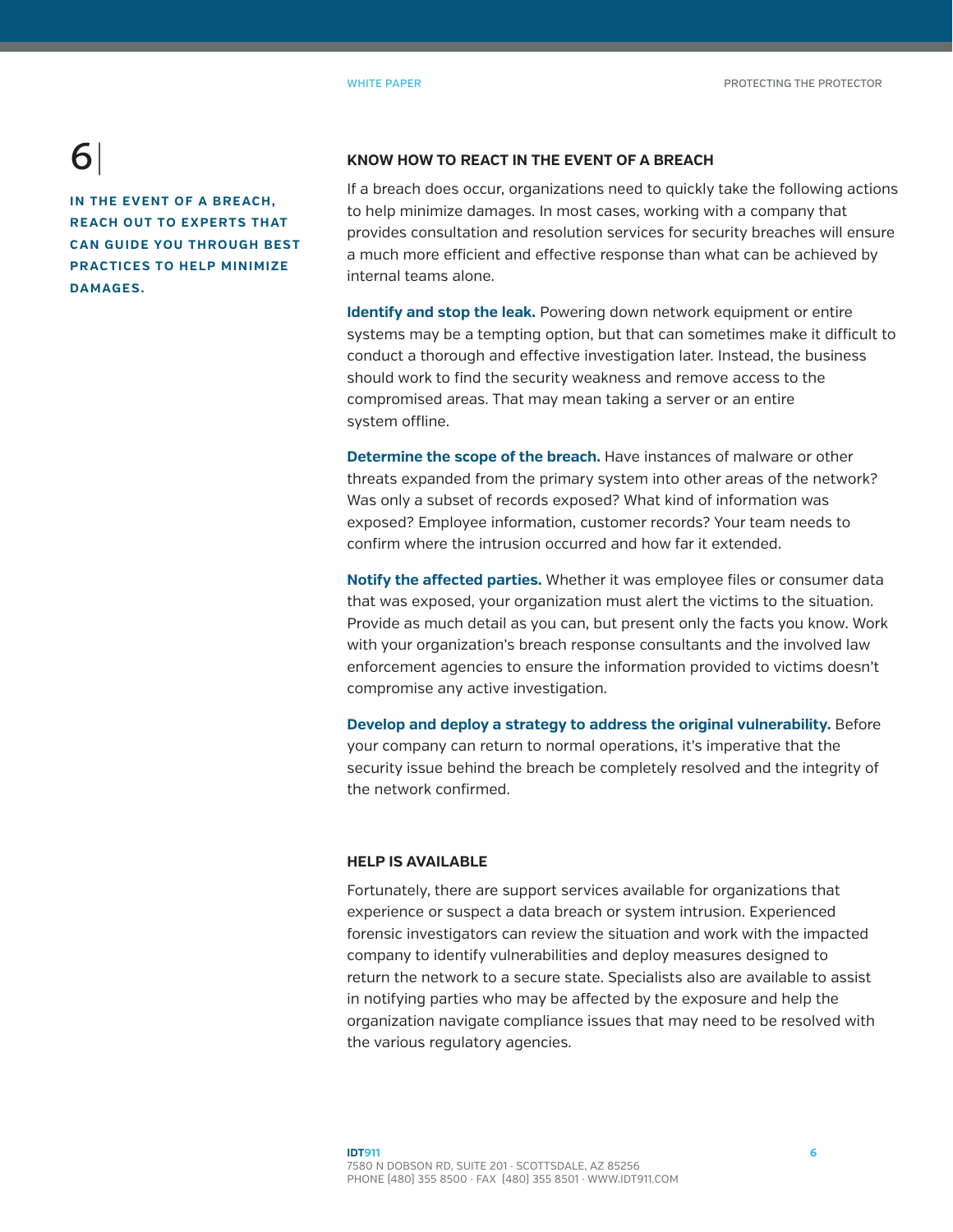6

**IN THE EVENT OF A BREACH, REACH OUT TO EXPERTS THAT CAN GUIDE YOU THROUGH BEST PRACTICES TO HELP MINIMIZE DAMAGES.**

## KNOW HOW TO REACT IN THE EVENT OF A BREACH

If a breach does occur, organizations need to quickly take the following actions to help minimize damages. In most cases, working with a company that provides consultation and resolution services for security breaches will ensure a much more efficient and effective response than what can be achieved by internal teams alone.

**Identify and stop the leak.** Powering down network equipment or entire systems may be a tempting option, but that can sometimes make it difficult to conduct a thorough and effective investigation later. Instead, the business should work to find the security weakness and remove access to the compromised areas. That may mean taking a server or an entire system offline.

**Determine the scope of the breach.** Have instances of malware or other threats expanded from the primary system into other areas of the network? Was only a subset of records exposed? What kind of information was exposed? Employee information, customer records? Your team needs to confirm where the intrusion occurred and how far it extended.

**Notify the affected parties.** Whether it was employee files or consumer data that was exposed, your organization must alert the victims to the situation. Provide as much detail as you can, but present only the facts you know. Work with your organization's breach response consultants and the involved law enforcement agencies to ensure the information provided to victims doesn't compromise any active investigation.

**Develop and deploy a strategy to address the original vulnerability.** Before your company can return to normal operations, it's imperative that the security issue behind the breach be completely resolved and the integrity of the network confirmed.

## HELP IS AVAILABLE

Fortunately, there are support services available for organizations that experience or suspect a data breach or system intrusion. Experienced forensic investigators can review the situation and work with the impacted company to identify vulnerabilities and deploy measures designed to return the network to a secure state. Specialists also are available to assist in notifying parties who may be affected by the exposure and help the organization navigate compliance issues that may need to be resolved with the various regulatory agencies.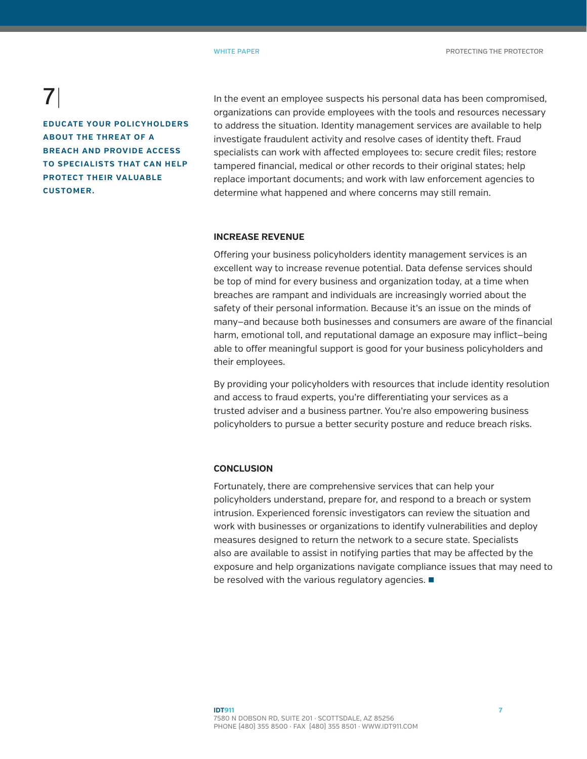## 7

**EDUCATE YOUR POLICYHOLDERS ABOUT THE THREAT OF A BREACH AND PROVIDE ACCESS TO SPECIALISTS THAT CAN HELP PROTECT THEIR VALUABLE CUSTOMER.**

In the event an employee suspects his personal data has been compromised, organizations can provide employees with the tools and resources necessary to address the situation. Identity management services are available to help investigate fraudulent activity and resolve cases of identity theft. Fraud specialists can work with affected employees to: secure credit files; restore tampered financial, medical or other records to their original states; help replace important documents; and work with law enforcement agencies to determine what happened and where concerns may still remain.

### INCREASE REVENUE

Offering your business policyholders identity management services is an excellent way to increase revenue potential. Data defense services should be top of mind for every business and organization today, at a time when breaches are rampant and individuals are increasingly worried about the safety of their personal information. Because it's an issue on the minds of many–and because both businesses and consumers are aware of the financial harm, emotional toll, and reputational damage an exposure may inflict–being able to offer meaningful support is good for your business policyholders and their employees.

By providing your policyholders with resources that include identity resolution and access to fraud experts, you're differentiating your services as a trusted adviser and a business partner. You're also empowering business policyholders to pursue a better security posture and reduce breach risks.

### CONCLUSION

Fortunately, there are comprehensive services that can help your policyholders understand, prepare for, and respond to a breach or system intrusion. Experienced forensic investigators can review the situation and work with businesses or organizations to identify vulnerabilities and deploy measures designed to return the network to a secure state. Specialists also are available to assist in notifying parties that may be affected by the exposure and help organizations navigate compliance issues that may need to be resolved with the various regulatory agencies. ■

**IDT911**
7580 N DOBSON RD, SUITE 201 · SCOTTSDALE, AZ 85256
PHONE (480) 355 8500 · FAX (480) 355 8501 · WWW.IDT911.COM